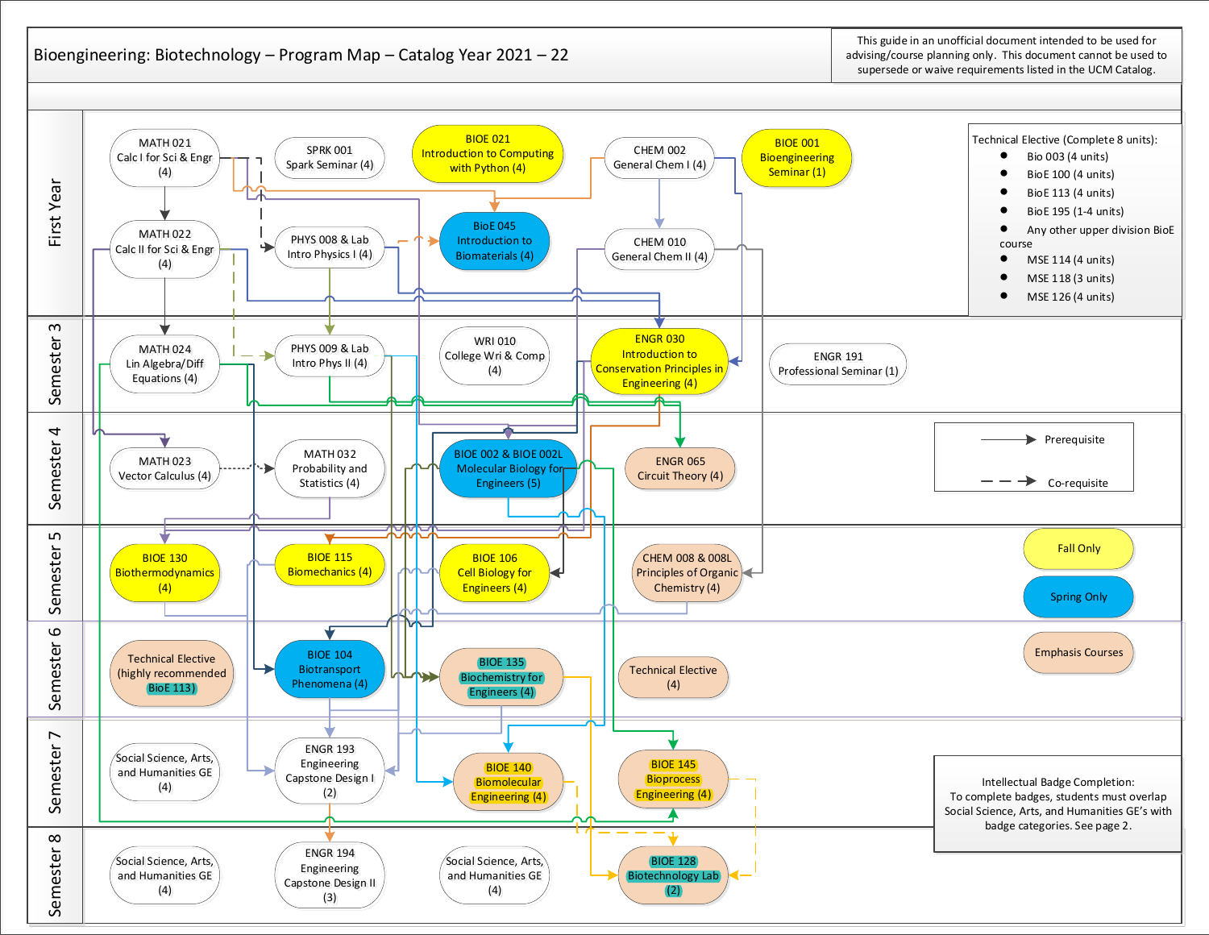# Bioengineering: Biotechnology – Program Map – Catalog Year 2021 – 22

This guide in an unofficial document intended to be used for advising/course planning only. This document cannot be used to supersede or waive requirements listed in the UCM Catalog.

## First Year

- MATH 021 Calc I for Sci & Engr (4)
- SPRK 001 Spark Seminar (4)
- BIOE 021 Introduction to Computing with Python (4)
- CHEM 002 General Chem I (4)
- BIOE 001 Bioengineering Seminar (1)
- MATH 022 Calc II for Sci & Engr (4)
- PHYS 008 & Lab Intro Physics I (4)
- BioE 045 Introduction to Biomaterials (4)
- CHEM 010 General Chem II (4)

## Semester 3

- MATH 024 Lin Algebra/Diff Equations (4)
- PHYS 009 & Lab Intro Phys II (4)
- WRI 010 College Wri & Comp (4)
- ENGR 030 Introduction to Conservation Principles in Engineering (4)
- ENGR 191 Professional Seminar (1)

## Semester 4

- MATH 023 Vector Calculus (4)
- MATH 032 Probability and Statistics (4)
- BIOE 002 & BIOE 002L Molecular Biology for Engineers (5)
- ENGR 065 Circuit Theory (4)

## Semester 5

- BIOE 130 Biothermodynamics (4)
- BIOE 115 Biomechanics (4)
- BIOE 106 Cell Biology for Engineers (4)
- CHEM 008 & 008L Principles of Organic Chemistry (4)

## Semester 6

- Technical Elective (highly recommended BioE 113)
- BIOE 104 Biotransport Phenomena (4)
- BIOE 135 Biochemistry for Engineers (4)
- Technical Elective (4)

## Semester 7

- Social Science, Arts, and Humanities GE (4)
- ENGR 193 Engineering Capstone Design I (2)
- BIOE 140 Biomolecular Engineering (4)
- BIOE 145 Bioprocess Engineering (4)

## Semester 8

- Social Science, Arts, and Humanities GE (4)
- ENGR 194 Engineering Capstone Design II (3)
- Social Science, Arts, and Humanities GE (4)
- BIOE 128 Biotechnology Lab (2)

## Technical Elective (Complete 8 units):

- Bio 003 (4 units)
- BioE 100 (4 units)
- BioE 113 (4 units)
- BioE 195 (1-4 units)
- Any other upper division BioE course
- MSE 114 (4 units)
- MSE 118 (3 units)
- MSE 126 (4 units)

## Legend

- → Prerequisite
- - - → Co-requisite
- Fall Only
- Spring Only
- Emphasis Courses

Intellectual Badge Completion: To complete badges, students must overlap Social Science, Arts, and Humanities GE's with badge categories. See page 2.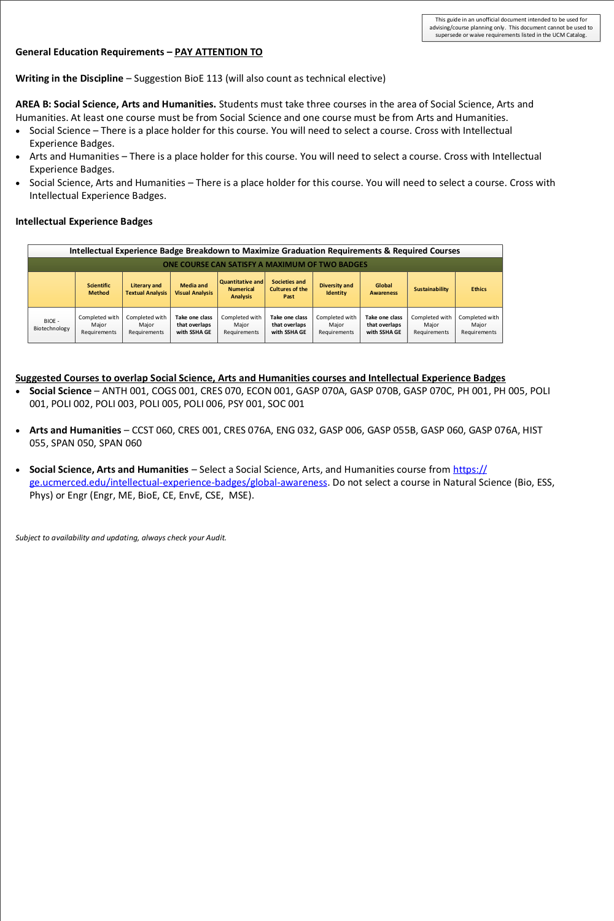This guide in an unofficial document intended to be used for advising/course planning only. This document cannot be used to supersede or waive requirements listed in the UCM Catalog.

**General Education Requirements – PAY ATTENTION TO**

**Writing in the Discipline** – Suggestion BioE 113 (will also count as technical elective)

**AREA B: Social Science, Arts and Humanities.** Students must take three courses in the area of Social Science, Arts and Humanities. At least one course must be from Social Science and one course must be from Arts and Humanities.

- Social Science – There is a place holder for this course. You will need to select a course. Cross with Intellectual Experience Badges.
- Arts and Humanities – There is a place holder for this course. You will need to select a course. Cross with Intellectual Experience Badges.
- Social Science, Arts and Humanities – There is a place holder for this course. You will need to select a course. Cross with Intellectual Experience Badges.

**Intellectual Experience Badges**

| Intellectual Experience Badge Breakdown to Maximize Graduation Requirements & Required Courses | | | | | | | | | |
|---|---|---|---|---|---|---|---|---|---|
| ONE COURSE CAN SATISFY A MAXIMUM OF TWO BADGES | | | | | | | | | |
| | **Scientific Method** | **Literary and Textual Analysis** | **Media and Visual Analysis** | **Quantitative and Numerical Analysis** | **Societies and Cultures of the Past** | **Diversity and Identity** | **Global Awareness** | **Sustainability** | **Ethics** |
| BIOE - Biotechnology | Completed with Major Requirements | Completed with Major Requirements | **Take one class that overlaps with SSHA GE** | Completed with Major Requirements | **Take one class that overlaps with SSHA GE** | Completed with Major Requirements | **Take one class that overlaps with SSHA GE** | Completed with Major Requirements | Completed with Major Requirements |

**Suggested Courses to overlap Social Science, Arts and Humanities courses and Intellectual Experience Badges**

- **Social Science** – ANTH 001, COGS 001, CRES 070, ECON 001, GASP 070A, GASP 070B, GASP 070C, PH 001, PH 005, POLI 001, POLI 002, POLI 003, POLI 005, POLI 006, PSY 001, SOC 001
- **Arts and Humanities** – CCST 060, CRES 001, CRES 076A, ENG 032, GASP 006, GASP 055B, GASP 060, GASP 076A, HIST 055, SPAN 050, SPAN 060
- **Social Science, Arts and Humanities** – Select a Social Science, Arts, and Humanities course from https://ge.ucmerced.edu/intellectual-experience-badges/global-awareness. Do not select a course in Natural Science (Bio, ESS, Phys) or Engr (Engr, ME, BioE, CE, EnvE, CSE, MSE).

*Subject to availability and updating, always check your Audit.*